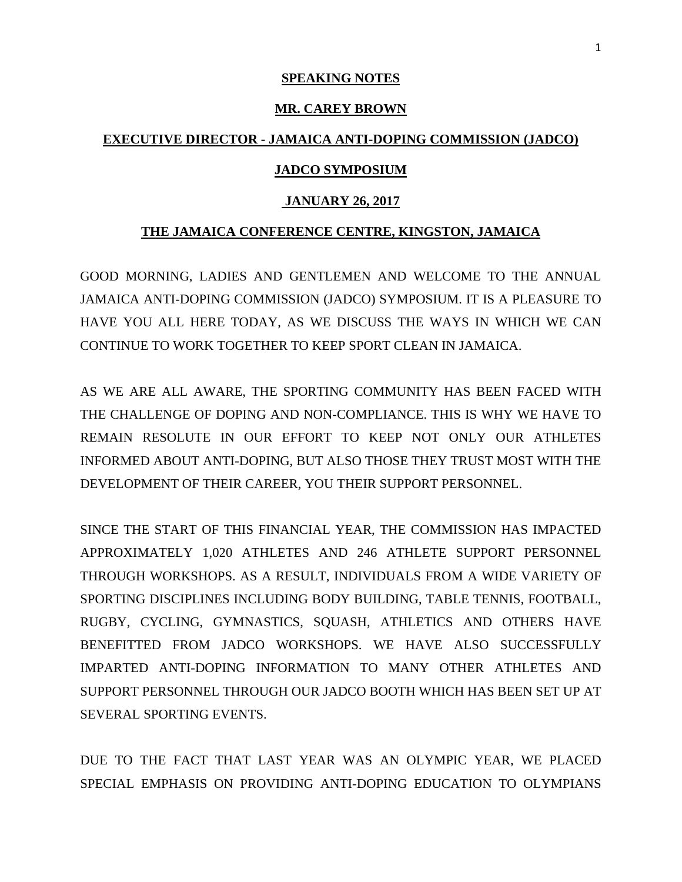**SPEAKING NOTES**

**MR. CAREY BROWN**

**EXECUTIVE DIRECTOR - JAMAICA ANTI-DOPING COMMISSION (JADCO)**

**JADCO SYMPOSIUM**

**JANUARY 26, 2017**

**THE JAMAICA CONFERENCE CENTRE, KINGSTON, JAMAICA**

GOOD MORNING, LADIES AND GENTLEMEN AND WELCOME TO THE ANNUAL JAMAICA ANTI-DOPING COMMISSION (JADCO) SYMPOSIUM. IT IS A PLEASURE TO HAVE YOU ALL HERE TODAY, AS WE DISCUSS THE WAYS IN WHICH WE CAN CONTINUE TO WORK TOGETHER TO KEEP SPORT CLEAN IN JAMAICA.

AS WE ARE ALL AWARE, THE SPORTING COMMUNITY HAS BEEN FACED WITH THE CHALLENGE OF DOPING AND NON-COMPLIANCE. THIS IS WHY WE HAVE TO REMAIN RESOLUTE IN OUR EFFORT TO KEEP NOT ONLY OUR ATHLETES INFORMED ABOUT ANTI-DOPING, BUT ALSO THOSE THEY TRUST MOST WITH THE DEVELOPMENT OF THEIR CAREER, YOU THEIR SUPPORT PERSONNEL.

SINCE THE START OF THIS FINANCIAL YEAR, THE COMMISSION HAS IMPACTED APPROXIMATELY 1,020 ATHLETES AND 246 ATHLETE SUPPORT PERSONNEL THROUGH WORKSHOPS. AS A RESULT, INDIVIDUALS FROM A WIDE VARIETY OF SPORTING DISCIPLINES INCLUDING BODY BUILDING, TABLE TENNIS, FOOTBALL, RUGBY, CYCLING, GYMNASTICS, SQUASH, ATHLETICS AND OTHERS HAVE BENEFITTED FROM JADCO WORKSHOPS. WE HAVE ALSO SUCCESSFULLY IMPARTED ANTI-DOPING INFORMATION TO MANY OTHER ATHLETES AND SUPPORT PERSONNEL THROUGH OUR JADCO BOOTH WHICH HAS BEEN SET UP AT SEVERAL SPORTING EVENTS.

DUE TO THE FACT THAT LAST YEAR WAS AN OLYMPIC YEAR, WE PLACED SPECIAL EMPHASIS ON PROVIDING ANTI-DOPING EDUCATION TO OLYMPIANS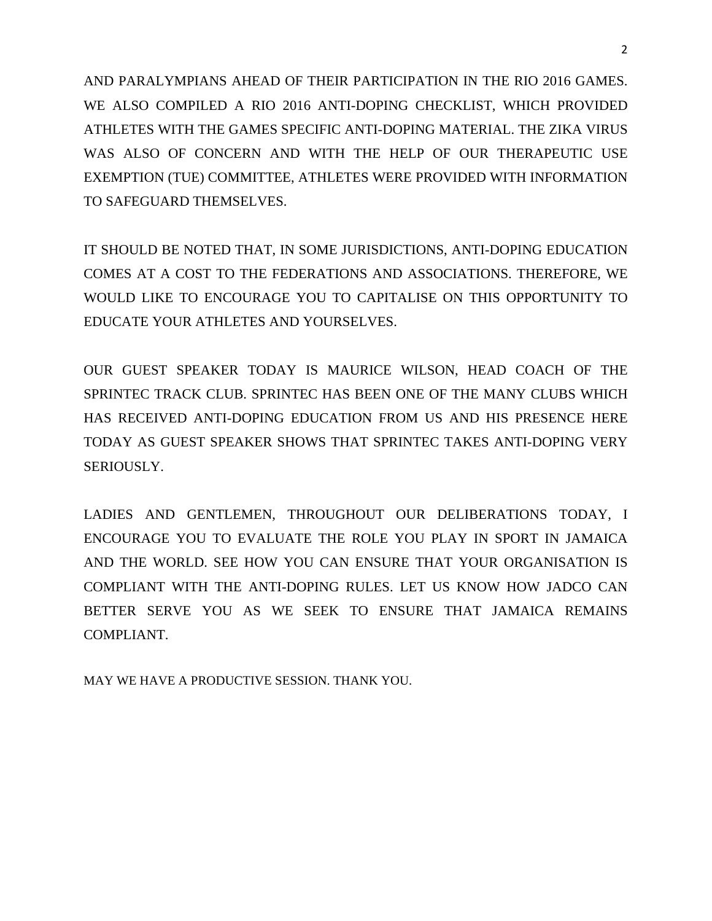AND PARALYMPIANS AHEAD OF THEIR PARTICIPATION IN THE RIO 2016 GAMES. WE ALSO COMPILED A RIO 2016 ANTI-DOPING CHECKLIST, WHICH PROVIDED ATHLETES WITH THE GAMES SPECIFIC ANTI-DOPING MATERIAL. THE ZIKA VIRUS WAS ALSO OF CONCERN AND WITH THE HELP OF OUR THERAPEUTIC USE EXEMPTION (TUE) COMMITTEE, ATHLETES WERE PROVIDED WITH INFORMATION TO SAFEGUARD THEMSELVES.

IT SHOULD BE NOTED THAT, IN SOME JURISDICTIONS, ANTI-DOPING EDUCATION COMES AT A COST TO THE FEDERATIONS AND ASSOCIATIONS. THEREFORE, WE WOULD LIKE TO ENCOURAGE YOU TO CAPITALISE ON THIS OPPORTUNITY TO EDUCATE YOUR ATHLETES AND YOURSELVES.

OUR GUEST SPEAKER TODAY IS MAURICE WILSON, HEAD COACH OF THE SPRINTEC TRACK CLUB. SPRINTEC HAS BEEN ONE OF THE MANY CLUBS WHICH HAS RECEIVED ANTI-DOPING EDUCATION FROM US AND HIS PRESENCE HERE TODAY AS GUEST SPEAKER SHOWS THAT SPRINTEC TAKES ANTI-DOPING VERY SERIOUSLY.

LADIES AND GENTLEMEN, THROUGHOUT OUR DELIBERATIONS TODAY, I ENCOURAGE YOU TO EVALUATE THE ROLE YOU PLAY IN SPORT IN JAMAICA AND THE WORLD. SEE HOW YOU CAN ENSURE THAT YOUR ORGANISATION IS COMPLIANT WITH THE ANTI-DOPING RULES. LET US KNOW HOW JADCO CAN BETTER SERVE YOU AS WE SEEK TO ENSURE THAT JAMAICA REMAINS COMPLIANT.

MAY WE HAVE A PRODUCTIVE SESSION. THANK YOU.